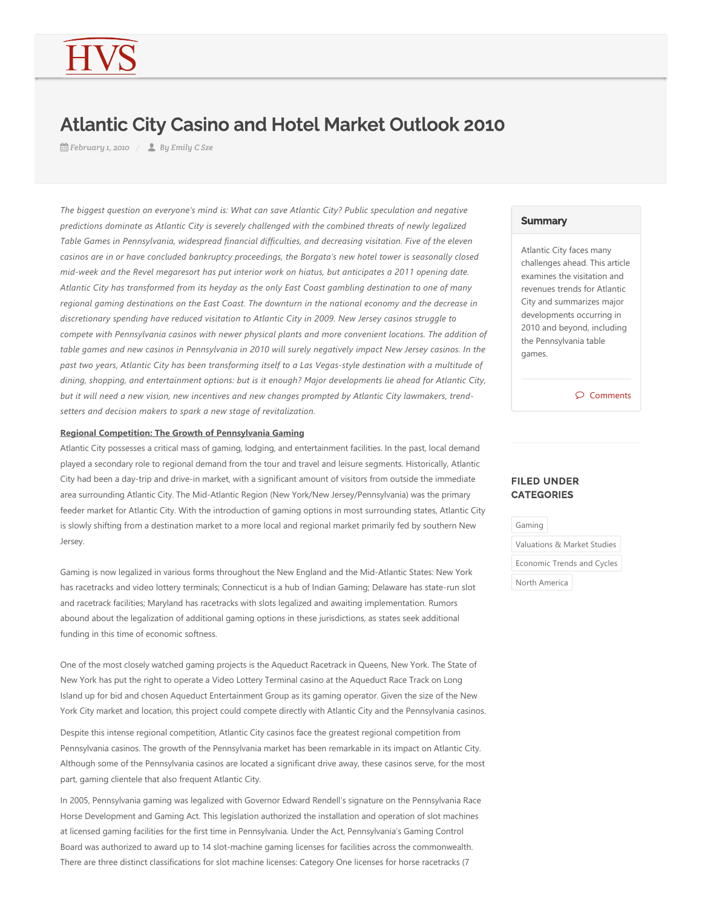# Atlantic City Casino and Hotel Market Outlook 2010

February 1, 2010 / By Emily C Sze

*The biggest question on everyone's mind is: What can save Atlantic City? Public speculation and negative predictions dominate as Atlantic City is severely challenged with the combined threats of newly legalized Table Games in Pennsylvania, widespread financial difficulties, and decreasing visitation. Five of the eleven casinos are in or have concluded bankruptcy proceedings, the Borgata's new hotel tower is seasonally closed mid-week and the Revel megaresort has put interior work on hiatus, but anticipates a 2011 opening date. Atlantic City has transformed from its heyday as the only East Coast gambling destination to one of many regional gaming destinations on the East Coast. The downturn in the national economy and the decrease in discretionary spending have reduced visitation to Atlantic City in 2009. New Jersey casinos struggle to compete with Pennsylvania casinos with newer physical plants and more convenient locations. The addition of table games and new casinos in Pennsylvania in 2010 will surely negatively impact New Jersey casinos. In the past two years, Atlantic City has been transforming itself to a Las Vegas-style destination with a multitude of dining, shopping, and entertainment options: but is it enough? Major developments lie ahead for Atlantic City, but it will need a new vision, new incentives and new changes prompted by Atlantic City lawmakers, trend-setters and decision makers to spark a new stage of revitalization.*

**Summary**

Atlantic City faces many challenges ahead. This article examines the visitation and revenues trends for Atlantic City and summarizes major developments occurring in 2010 and beyond, including the Pennsylvania table games.

Comments

**FILED UNDER CATEGORIES**

Gaming

Valuations & Market Studies

Economic Trends and Cycles

North America

## Regional Competition: The Growth of Pennsylvania Gaming

Atlantic City possesses a critical mass of gaming, lodging, and entertainment facilities. In the past, local demand played a secondary role to regional demand from the tour and travel and leisure segments. Historically, Atlantic City had been a day-trip and drive-in market, with a significant amount of visitors from outside the immediate area surrounding Atlantic City. The Mid-Atlantic Region (New York/New Jersey/Pennsylvania) was the primary feeder market for Atlantic City. With the introduction of gaming options in most surrounding states, Atlantic City is slowly shifting from a destination market to a more local and regional market primarily fed by southern New Jersey.

Gaming is now legalized in various forms throughout the New England and the Mid-Atlantic States: New York has racetracks and video lottery terminals; Connecticut is a hub of Indian Gaming; Delaware has state-run slot and racetrack facilities; Maryland has racetracks with slots legalized and awaiting implementation. Rumors abound about the legalization of additional gaming options in these jurisdictions, as states seek additional funding in this time of economic softness.

One of the most closely watched gaming projects is the Aqueduct Racetrack in Queens, New York. The State of New York has put the right to operate a Video Lottery Terminal casino at the Aqueduct Race Track on Long Island up for bid and chosen Aqueduct Entertainment Group as its gaming operator. Given the size of the New York City market and location, this project could compete directly with Atlantic City and the Pennsylvania casinos.

Despite this intense regional competition, Atlantic City casinos face the greatest regional competition from Pennsylvania casinos. The growth of the Pennsylvania market has been remarkable in its impact on Atlantic City. Although some of the Pennsylvania casinos are located a significant drive away, these casinos serve, for the most part, gaming clientele that also frequent Atlantic City.

In 2005, Pennsylvania gaming was legalized with Governor Edward Rendell's signature on the Pennsylvania Race Horse Development and Gaming Act. This legislation authorized the installation and operation of slot machines at licensed gaming facilities for the first time in Pennsylvania. Under the Act, Pennsylvania's Gaming Control Board was authorized to award up to 14 slot-machine gaming licenses for facilities across the commonwealth. There are three distinct classifications for slot machine licenses: Category One licenses for horse racetracks (7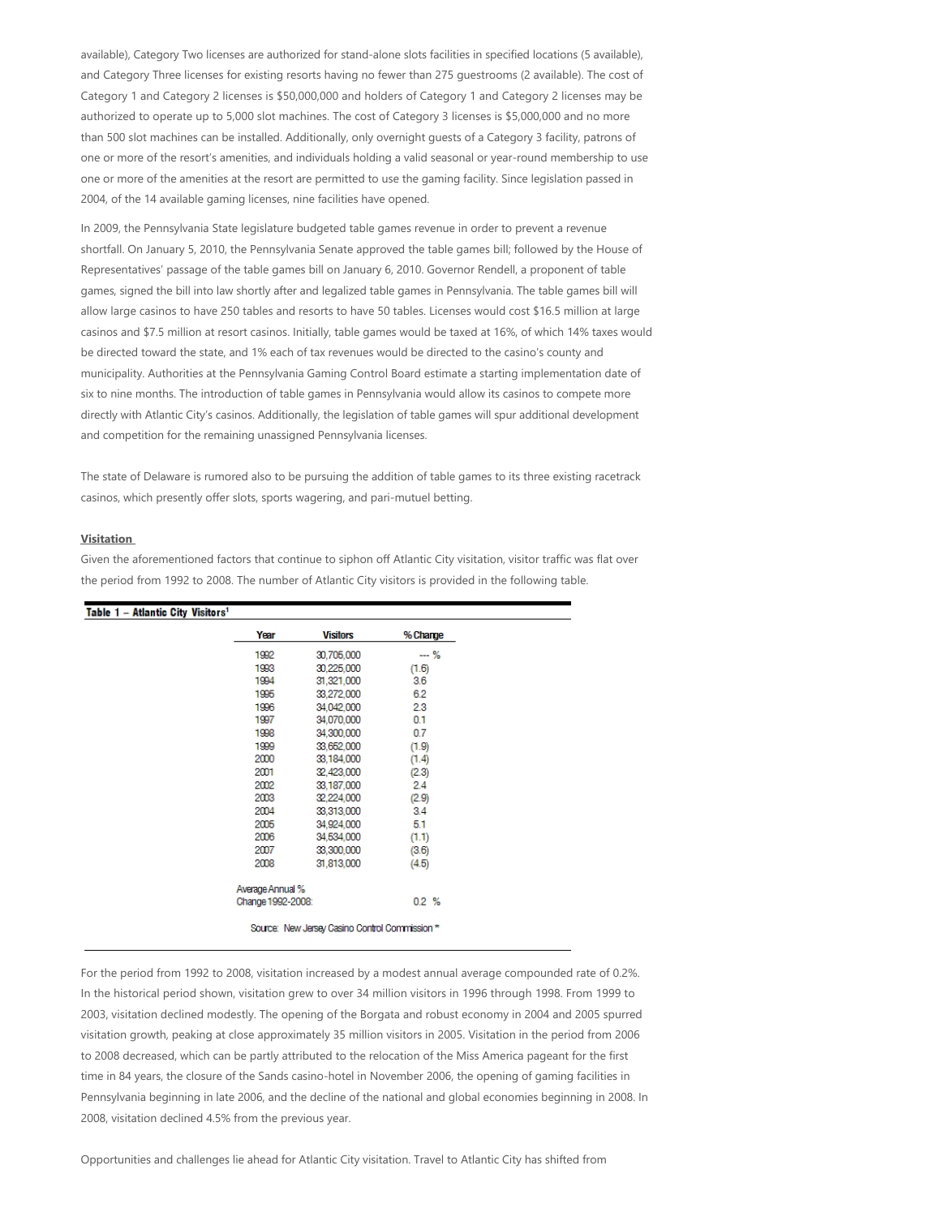available), Category Two licenses are authorized for stand-alone slots facilities in specified locations (5 available), and Category Three licenses for existing resorts having no fewer than 275 guestrooms (2 available). The cost of Category 1 and Category 2 licenses is $50,000,000 and holders of Category 1 and Category 2 licenses may be authorized to operate up to 5,000 slot machines. The cost of Category 3 licenses is $5,000,000 and no more than 500 slot machines can be installed. Additionally, only overnight guests of a Category 3 facility, patrons of one or more of the resort's amenities, and individuals holding a valid seasonal or year-round membership to use one or more of the amenities at the resort are permitted to use the gaming facility. Since legislation passed in 2004, of the 14 available gaming licenses, nine facilities have opened.

In 2009, the Pennsylvania State legislature budgeted table games revenue in order to prevent a revenue shortfall. On January 5, 2010, the Pennsylvania Senate approved the table games bill; followed by the House of Representatives' passage of the table games bill on January 6, 2010. Governor Rendell, a proponent of table games, signed the bill into law shortly after and legalized table games in Pennsylvania. The table games bill will allow large casinos to have 250 tables and resorts to have 50 tables. Licenses would cost $16.5 million at large casinos and $7.5 million at resort casinos. Initially, table games would be taxed at 16%, of which 14% taxes would be directed toward the state, and 1% each of tax revenues would be directed to the casino's county and municipality. Authorities at the Pennsylvania Gaming Control Board estimate a starting implementation date of six to nine months. The introduction of table games in Pennsylvania would allow its casinos to compete more directly with Atlantic City's casinos. Additionally, the legislation of table games will spur additional development and competition for the remaining unassigned Pennsylvania licenses.

The state of Delaware is rumored also to be pursuing the addition of table games to its three existing racetrack casinos, which presently offer slots, sports wagering, and pari-mutuel betting.

**Visitation**

Given the aforementioned factors that continue to siphon off Atlantic City visitation, visitor traffic was flat over the period from 1992 to 2008. The number of Atlantic City visitors is provided in the following table.

**Table 1 – Atlantic City Visitors[1]**

| Year | Visitors | % Change |
|---|---|---|
| 1992 | 30,705,000 | --- % |
| 1993 | 30,225,000 | (1.6) |
| 1994 | 31,321,000 | 3.6 |
| 1995 | 33,272,000 | 6.2 |
| 1996 | 34,042,000 | 2.3 |
| 1997 | 34,070,000 | 0.1 |
| 1998 | 34,300,000 | 0.7 |
| 1999 | 33,652,000 | (1.9) |
| 2000 | 33,184,000 | (1.4) |
| 2001 | 32,423,000 | (2.3) |
| 2002 | 33,187,000 | 2.4 |
| 2003 | 32,224,000 | (2.9) |
| 2004 | 33,313,000 | 3.4 |
| 2005 | 34,924,000 | 5.1 |
| 2006 | 34,534,000 | (1.1) |
| 2007 | 33,300,000 | (3.6) |
| 2008 | 31,813,000 | (4.5) |
| Average Annual % Change 1992-2008: | | 0.2 % |

Source: New Jersey Casino Control Commission *

For the period from 1992 to 2008, visitation increased by a modest annual average compounded rate of 0.2%. In the historical period shown, visitation grew to over 34 million visitors in 1996 through 1998. From 1999 to 2003, visitation declined modestly. The opening of the Borgata and robust economy in 2004 and 2005 spurred visitation growth, peaking at close approximately 35 million visitors in 2005. Visitation in the period from 2006 to 2008 decreased, which can be partly attributed to the relocation of the Miss America pageant for the first time in 84 years, the closure of the Sands casino-hotel in November 2006, the opening of gaming facilities in Pennsylvania beginning in late 2006, and the decline of the national and global economies beginning in 2008. In 2008, visitation declined 4.5% from the previous year.

Opportunities and challenges lie ahead for Atlantic City visitation. Travel to Atlantic City has shifted from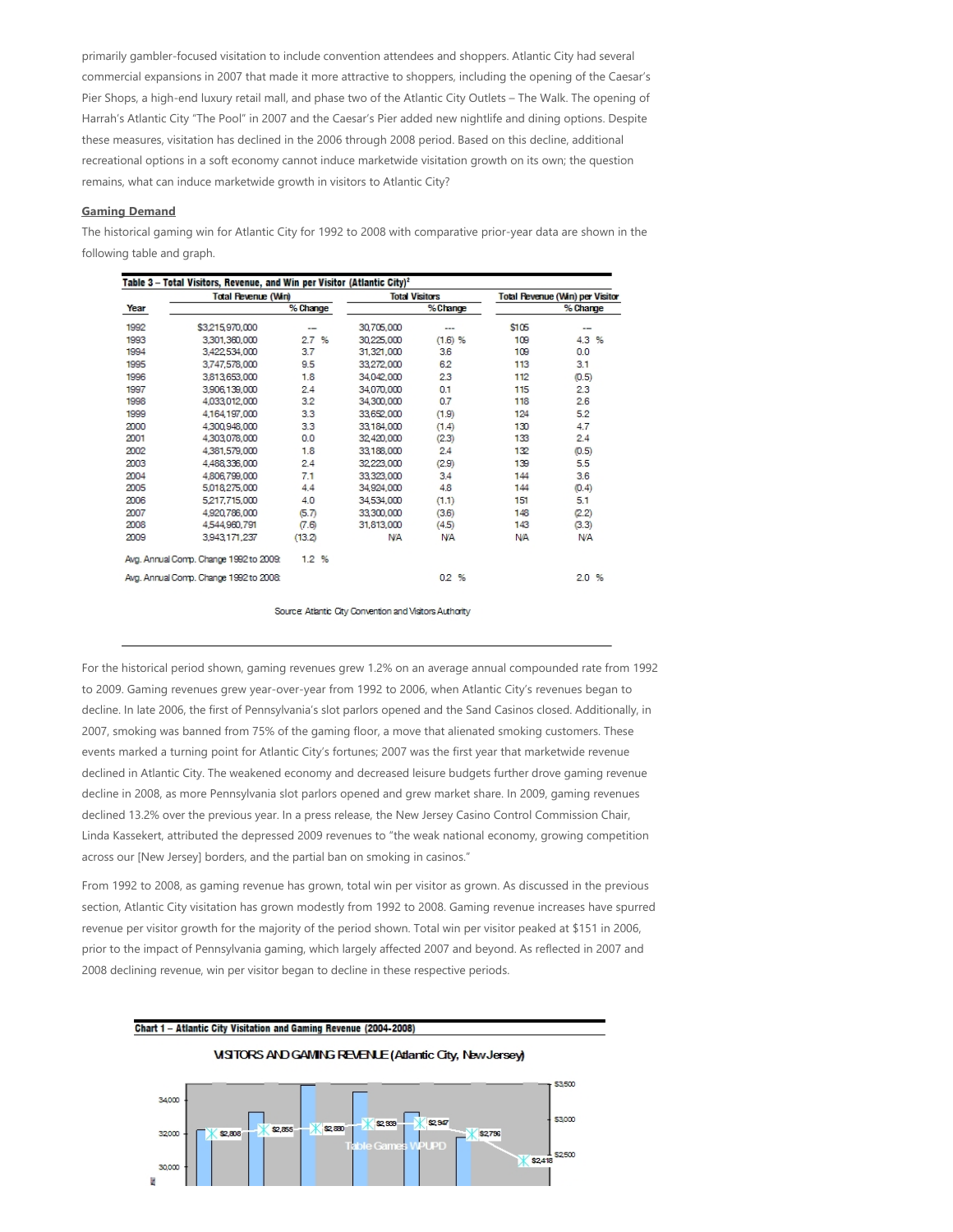primarily gambler-focused visitation to include convention attendees and shoppers. Atlantic City had several commercial expansions in 2007 that made it more attractive to shoppers, including the opening of the Caesar's Pier Shops, a high-end luxury retail mall, and phase two of the Atlantic City Outlets – The Walk. The opening of Harrah's Atlantic City "The Pool" in 2007 and the Caesar's Pier added new nightlife and dining options. Despite these measures, visitation has declined in the 2006 through 2008 period. Based on this decline, additional recreational options in a soft economy cannot induce marketwide visitation growth on its own; the question remains, what can induce marketwide growth in visitors to Atlantic City?

## Gaming Demand

The historical gaming win for Atlantic City for 1992 to 2008 with comparative prior-year data are shown in the following table and graph.

**Table 3 – Total Visitors, Revenue, and Win per Visitor (Atlantic City)[2]**

| Year | Total Revenue (Win) | % Change | Total Visitors | % Change | Total Revenue (Win) per Visitor | % Change |
|---|---|---|---|---|---|---|
| 1992 | $3,215,970,000 | --- | 30,705,000 | --- | $105 | --- |
| 1993 | 3,301,360,000 | 2.7 % | 30,225,000 | (1.6) % | 109 | 4.3 % |
| 1994 | 3,422,534,000 | 3.7 | 31,321,000 | 3.6 | 109 | 0.0 |
| 1995 | 3,747,578,000 | 9.5 | 33,272,000 | 6.2 | 113 | 3.1 |
| 1996 | 3,813,653,000 | 1.8 | 34,042,000 | 2.3 | 112 | (0.5) |
| 1997 | 3,906,139,000 | 2.4 | 34,070,000 | 0.1 | 115 | 2.3 |
| 1998 | 4,033,012,000 | 3.2 | 34,300,000 | 0.7 | 118 | 2.6 |
| 1999 | 4,164,197,000 | 3.3 | 33,652,000 | (1.9) | 124 | 5.2 |
| 2000 | 4,300,948,000 | 3.3 | 33,184,000 | (1.4) | 130 | 4.7 |
| 2001 | 4,303,078,000 | 0.0 | 32,420,000 | (2.3) | 133 | 2.4 |
| 2002 | 4,381,579,000 | 1.8 | 33,186,000 | 2.4 | 132 | (0.5) |
| 2003 | 4,488,336,000 | 2.4 | 32,223,000 | (2.9) | 139 | 5.5 |
| 2004 | 4,806,799,000 | 7.1 | 33,323,000 | 3.4 | 144 | 3.6 |
| 2005 | 5,018,275,000 | 4.4 | 34,924,000 | 4.8 | 144 | (0.4) |
| 2006 | 5,217,715,000 | 4.0 | 34,534,000 | (1.1) | 151 | 5.1 |
| 2007 | 4,920,786,000 | (5.7) | 33,300,000 | (3.6) | 148 | (2.2) |
| 2008 | 4,544,960,791 | (7.6) | 31,813,000 | (4.5) | 143 | (3.3) |
| 2009 | 3,943,171,237 | (13.2) | N/A | N/A | N/A | N/A |
| Avg. Annual Comp. Change 1992 to 2009: | | 1.2 % | | | | |
| Avg. Annual Comp. Change 1992 to 2008: | | | | 0.2 % | | 2.0 % |

Source: Atlantic City Convention and Visitors Authority

For the historical period shown, gaming revenues grew 1.2% on an average annual compounded rate from 1992 to 2009. Gaming revenues grew year-over-year from 1992 to 2006, when Atlantic City's revenues began to decline. In late 2006, the first of Pennsylvania's slot parlors opened and the Sand Casinos closed. Additionally, in 2007, smoking was banned from 75% of the gaming floor, a move that alienated smoking customers. These events marked a turning point for Atlantic City's fortunes; 2007 was the first year that marketwide revenue declined in Atlantic City. The weakened economy and decreased leisure budgets further drove gaming revenue decline in 2008, as more Pennsylvania slot parlors opened and grew market share. In 2009, gaming revenues declined 13.2% over the previous year. In a press release, the New Jersey Casino Control Commission Chair, Linda Kassekert, attributed the depressed 2009 revenues to "the weak national economy, growing competition across our [New Jersey] borders, and the partial ban on smoking in casinos."

From 1992 to 2008, as gaming revenue has grown, total win per visitor as grown. As discussed in the previous section, Atlantic City visitation has grown modestly from 1992 to 2008. Gaming revenue increases have spurred revenue per visitor growth for the majority of the period shown. Total win per visitor peaked at $151 in 2006, prior to the impact of Pennsylvania gaming, which largely affected 2007 and beyond. As reflected in 2007 and 2008 declining revenue, win per visitor began to decline in these respective periods.

**Chart 1 – Atlantic City Visitation and Gaming Revenue (2004-2008)**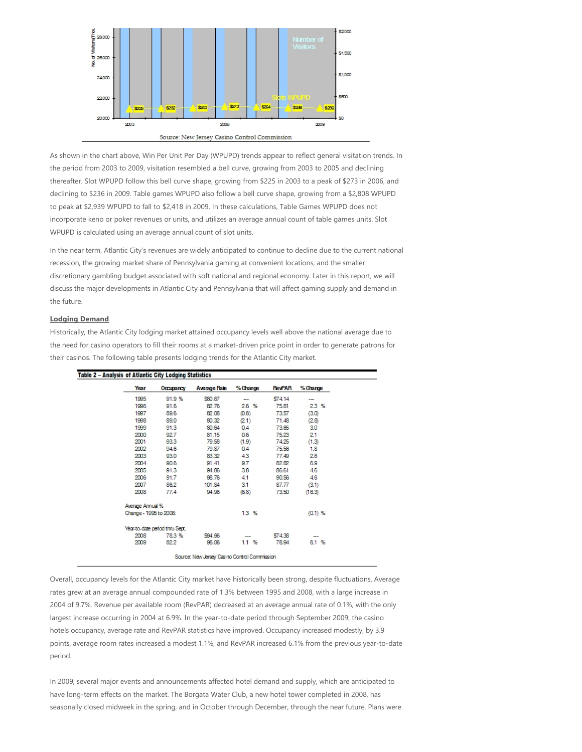Source: New Jersey Casino Control Commission

As shown in the chart above, Win Per Unit Per Day (WPUPD) trends appear to reflect general visitation trends. In the period from 2003 to 2009, visitation resembled a bell curve, growing from 2003 to 2005 and declining thereafter. Slot WPUPD follow this bell curve shape, growing from $225 in 2003 to a peak of $273 in 2006, and declining to $236 in 2009. Table games WPUPD also follow a bell curve shape, growing from a $2,808 WPUPD to peak at $2,939 WPUPD to fall to $2,418 in 2009. In these calculations, Table Games WPUPD does not incorporate keno or poker revenues or units, and utilizes an average annual count of table games units. Slot WPUPD is calculated using an average annual count of slot units.

In the near term, Atlantic City's revenues are widely anticipated to continue to decline due to the current national recession, the growing market share of Pennsylvania gaming at convenient locations, and the smaller discretionary gambling budget associated with soft national and regional economy. Later in this report, we will discuss the major developments in Atlantic City and Pennsylvania that will affect gaming supply and demand in the future.

**Lodging Demand**

Historically, the Atlantic City lodging market attained occupancy levels well above the national average due to the need for casino operators to fill their rooms at a market-driven price point in order to generate patrons for their casinos. The following table presents lodging trends for the Atlantic City market.

**Table 2 – Analysis of Atlantic City Lodging Statistics**

| Year | Occupancy | Average Rate | % Change | RevPAR | % Change |
|---|---|---|---|---|---|
| 1995 | 91.9 % | $80.67 | --- | $74.14 | --- |
| 1996 | 91.6 | 82.76 | 2.6 % | 75.81 | 2.3 % |
| 1997 | 89.6 | 82.08 | (0.8) | 73.57 | (3.0) |
| 1998 | 89.0 | 80.32 | (2.1) | 71.48 | (2.8) |
| 1999 | 91.3 | 80.64 | 0.4 | 73.65 | 3.0 |
| 2000 | 92.7 | 81.15 | 0.6 | 75.23 | 2.1 |
| 2001 | 93.3 | 79.58 | (1.9) | 74.25 | (1.3) |
| 2002 | 94.6 | 79.87 | 0.4 | 75.56 | 1.8 |
| 2003 | 93.0 | 83.32 | 4.3 | 77.49 | 2.6 |
| 2004 | 90.6 | 91.41 | 9.7 | 82.82 | 6.9 |
| 2005 | 91.3 | 94.86 | 3.8 | 86.61 | 4.6 |
| 2006 | 91.7 | 98.76 | 4.1 | 90.56 | 4.6 |
| 2007 | 86.2 | 101.84 | 3.1 | 87.77 | (3.1) |
| 2008 | 77.4 | 94.96 | (6.8) | 73.50 | (16.3) |
| Average Annual % Change - 1995 to 2008: | | | 1.3 % | | (0.1) % |
| Year-to-date period thru Sept. | | | | | |
| 2008 | 78.3 % | $94.96 | --- | $74.38 | --- |
| 2009 | 82.2 | 96.06 | 1.1 % | 78.94 | 6.1 % |

Source: New Jersey Casino Control Commission

Overall, occupancy levels for the Atlantic City market have historically been strong, despite fluctuations. Average rates grew at an average annual compounded rate of 1.3% between 1995 and 2008, with a large increase in 2004 of 9.7%. Revenue per available room (RevPAR) decreased at an average annual rate of 0.1%, with the only largest increase occurring in 2004 at 6.9%. In the year-to-date period through September 2009, the casino hotels occupancy, average rate and RevPAR statistics have improved. Occupancy increased modestly, by 3.9 points, average room rates increased a modest 1.1%, and RevPAR increased 6.1% from the previous year-to-date period.

In 2009, several major events and announcements affected hotel demand and supply, which are anticipated to have long-term effects on the market. The Borgata Water Club, a new hotel tower completed in 2008, has seasonally closed midweek in the spring, and in October through December, through the near future. Plans were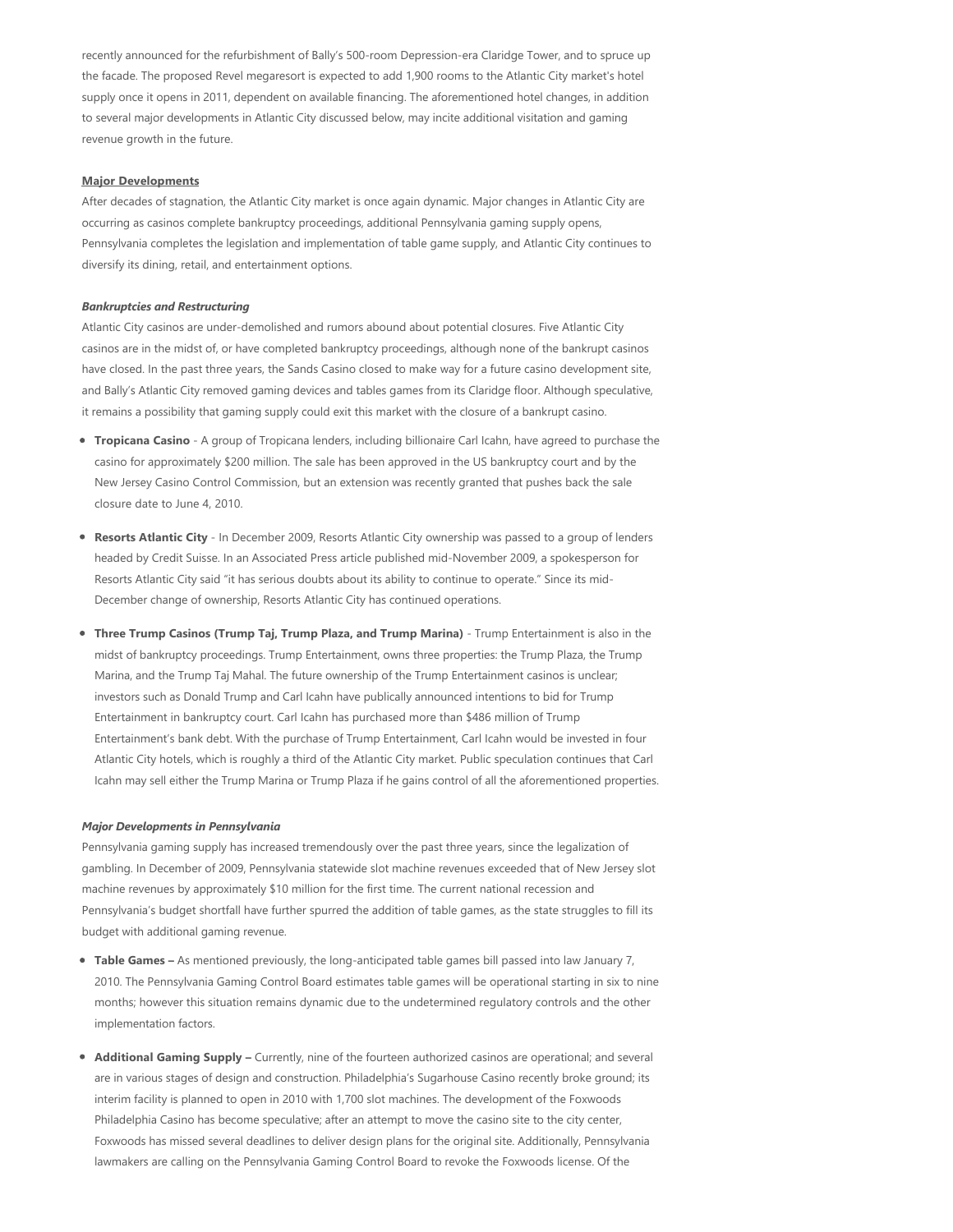recently announced for the refurbishment of Bally's 500-room Depression-era Claridge Tower, and to spruce up the facade. The proposed Revel megaresort is expected to add 1,900 rooms to the Atlantic City market's hotel supply once it opens in 2011, dependent on available financing. The aforementioned hotel changes, in addition to several major developments in Atlantic City discussed below, may incite additional visitation and gaming revenue growth in the future.

**Major Developments**

After decades of stagnation, the Atlantic City market is once again dynamic. Major changes in Atlantic City are occurring as casinos complete bankruptcy proceedings, additional Pennsylvania gaming supply opens, Pennsylvania completes the legislation and implementation of table game supply, and Atlantic City continues to diversify its dining, retail, and entertainment options.

***Bankruptcies and Restructuring***

Atlantic City casinos are under-demolished and rumors abound about potential closures. Five Atlantic City casinos are in the midst of, or have completed bankruptcy proceedings, although none of the bankrupt casinos have closed. In the past three years, the Sands Casino closed to make way for a future casino development site, and Bally's Atlantic City removed gaming devices and tables games from its Claridge floor. Although speculative, it remains a possibility that gaming supply could exit this market with the closure of a bankrupt casino.

- **Tropicana Casino** - A group of Tropicana lenders, including billionaire Carl Icahn, have agreed to purchase the casino for approximately $200 million. The sale has been approved in the US bankruptcy court and by the New Jersey Casino Control Commission, but an extension was recently granted that pushes back the sale closure date to June 4, 2010.
- **Resorts Atlantic City** - In December 2009, Resorts Atlantic City ownership was passed to a group of lenders headed by Credit Suisse. In an Associated Press article published mid-November 2009, a spokesperson for Resorts Atlantic City said "it has serious doubts about its ability to continue to operate." Since its mid-December change of ownership, Resorts Atlantic City has continued operations.
- **Three Trump Casinos (Trump Taj, Trump Plaza, and Trump Marina)** - Trump Entertainment is also in the midst of bankruptcy proceedings. Trump Entertainment, owns three properties: the Trump Plaza, the Trump Marina, and the Trump Taj Mahal. The future ownership of the Trump Entertainment casinos is unclear; investors such as Donald Trump and Carl Icahn have publically announced intentions to bid for Trump Entertainment in bankruptcy court. Carl Icahn has purchased more than $486 million of Trump Entertainment's bank debt. With the purchase of Trump Entertainment, Carl Icahn would be invested in four Atlantic City hotels, which is roughly a third of the Atlantic City market. Public speculation continues that Carl Icahn may sell either the Trump Marina or Trump Plaza if he gains control of all the aforementioned properties.

***Major Developments in Pennsylvania***

Pennsylvania gaming supply has increased tremendously over the past three years, since the legalization of gambling. In December of 2009, Pennsylvania statewide slot machine revenues exceeded that of New Jersey slot machine revenues by approximately $10 million for the first time. The current national recession and Pennsylvania's budget shortfall have further spurred the addition of table games, as the state struggles to fill its budget with additional gaming revenue.

- **Table Games –** As mentioned previously, the long-anticipated table games bill passed into law January 7, 2010. The Pennsylvania Gaming Control Board estimates table games will be operational starting in six to nine months; however this situation remains dynamic due to the undetermined regulatory controls and the other implementation factors.
- **Additional Gaming Supply –** Currently, nine of the fourteen authorized casinos are operational; and several are in various stages of design and construction. Philadelphia's Sugarhouse Casino recently broke ground; its interim facility is planned to open in 2010 with 1,700 slot machines. The development of the Foxwoods Philadelphia Casino has become speculative; after an attempt to move the casino site to the city center, Foxwoods has missed several deadlines to deliver design plans for the original site. Additionally, Pennsylvania lawmakers are calling on the Pennsylvania Gaming Control Board to revoke the Foxwoods license. Of the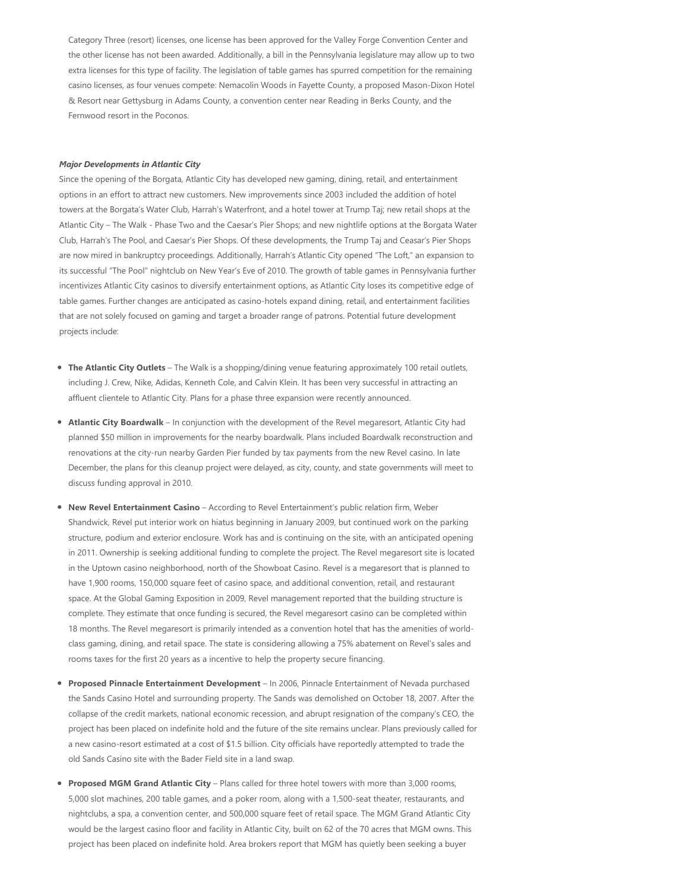Category Three (resort) licenses, one license has been approved for the Valley Forge Convention Center and the other license has not been awarded. Additionally, a bill in the Pennsylvania legislature may allow up to two extra licenses for this type of facility. The legislation of table games has spurred competition for the remaining casino licenses, as four venues compete: Nemacolin Woods in Fayette County, a proposed Mason-Dixon Hotel & Resort near Gettysburg in Adams County, a convention center near Reading in Berks County, and the Fernwood resort in the Poconos.

***Major Developments in Atlantic City***

Since the opening of the Borgata, Atlantic City has developed new gaming, dining, retail, and entertainment options in an effort to attract new customers. New improvements since 2003 included the addition of hotel towers at the Borgata's Water Club, Harrah's Waterfront, and a hotel tower at Trump Taj; new retail shops at the Atlantic City – The Walk - Phase Two and the Caesar's Pier Shops; and new nightlife options at the Borgata Water Club, Harrah's The Pool, and Caesar's Pier Shops. Of these developments, the Trump Taj and Ceasar's Pier Shops are now mired in bankruptcy proceedings. Additionally, Harrah's Atlantic City opened "The Loft," an expansion to its successful "The Pool" nightclub on New Year's Eve of 2010. The growth of table games in Pennsylvania further incentivizes Atlantic City casinos to diversify entertainment options, as Atlantic City loses its competitive edge of table games. Further changes are anticipated as casino-hotels expand dining, retail, and entertainment facilities that are not solely focused on gaming and target a broader range of patrons. Potential future development projects include:

- **The Atlantic City Outlets** – The Walk is a shopping/dining venue featuring approximately 100 retail outlets, including J. Crew, Nike, Adidas, Kenneth Cole, and Calvin Klein. It has been very successful in attracting an affluent clientele to Atlantic City. Plans for a phase three expansion were recently announced.
- **Atlantic City Boardwalk** – In conjunction with the development of the Revel megaresort, Atlantic City had planned $50 million in improvements for the nearby boardwalk. Plans included Boardwalk reconstruction and renovations at the city-run nearby Garden Pier funded by tax payments from the new Revel casino. In late December, the plans for this cleanup project were delayed, as city, county, and state governments will meet to discuss funding approval in 2010.
- **New Revel Entertainment Casino** – According to Revel Entertainment's public relation firm, Weber Shandwick, Revel put interior work on hiatus beginning in January 2009, but continued work on the parking structure, podium and exterior enclosure. Work has and is continuing on the site, with an anticipated opening in 2011. Ownership is seeking additional funding to complete the project. The Revel megaresort site is located in the Uptown casino neighborhood, north of the Showboat Casino. Revel is a megaresort that is planned to have 1,900 rooms, 150,000 square feet of casino space, and additional convention, retail, and restaurant space. At the Global Gaming Exposition in 2009, Revel management reported that the building structure is complete. They estimate that once funding is secured, the Revel megaresort casino can be completed within 18 months. The Revel megaresort is primarily intended as a convention hotel that has the amenities of world-class gaming, dining, and retail space. The state is considering allowing a 75% abatement on Revel's sales and rooms taxes for the first 20 years as a incentive to help the property secure financing.
- **Proposed Pinnacle Entertainment Development** – In 2006, Pinnacle Entertainment of Nevada purchased the Sands Casino Hotel and surrounding property. The Sands was demolished on October 18, 2007. After the collapse of the credit markets, national economic recession, and abrupt resignation of the company's CEO, the project has been placed on indefinite hold and the future of the site remains unclear. Plans previously called for a new casino-resort estimated at a cost of $1.5 billion. City officials have reportedly attempted to trade the old Sands Casino site with the Bader Field site in a land swap.
- **Proposed MGM Grand Atlantic City** – Plans called for three hotel towers with more than 3,000 rooms, 5,000 slot machines, 200 table games, and a poker room, along with a 1,500-seat theater, restaurants, and nightclubs, a spa, a convention center, and 500,000 square feet of retail space. The MGM Grand Atlantic City would be the largest casino floor and facility in Atlantic City, built on 62 of the 70 acres that MGM owns. This project has been placed on indefinite hold. Area brokers report that MGM has quietly been seeking a buyer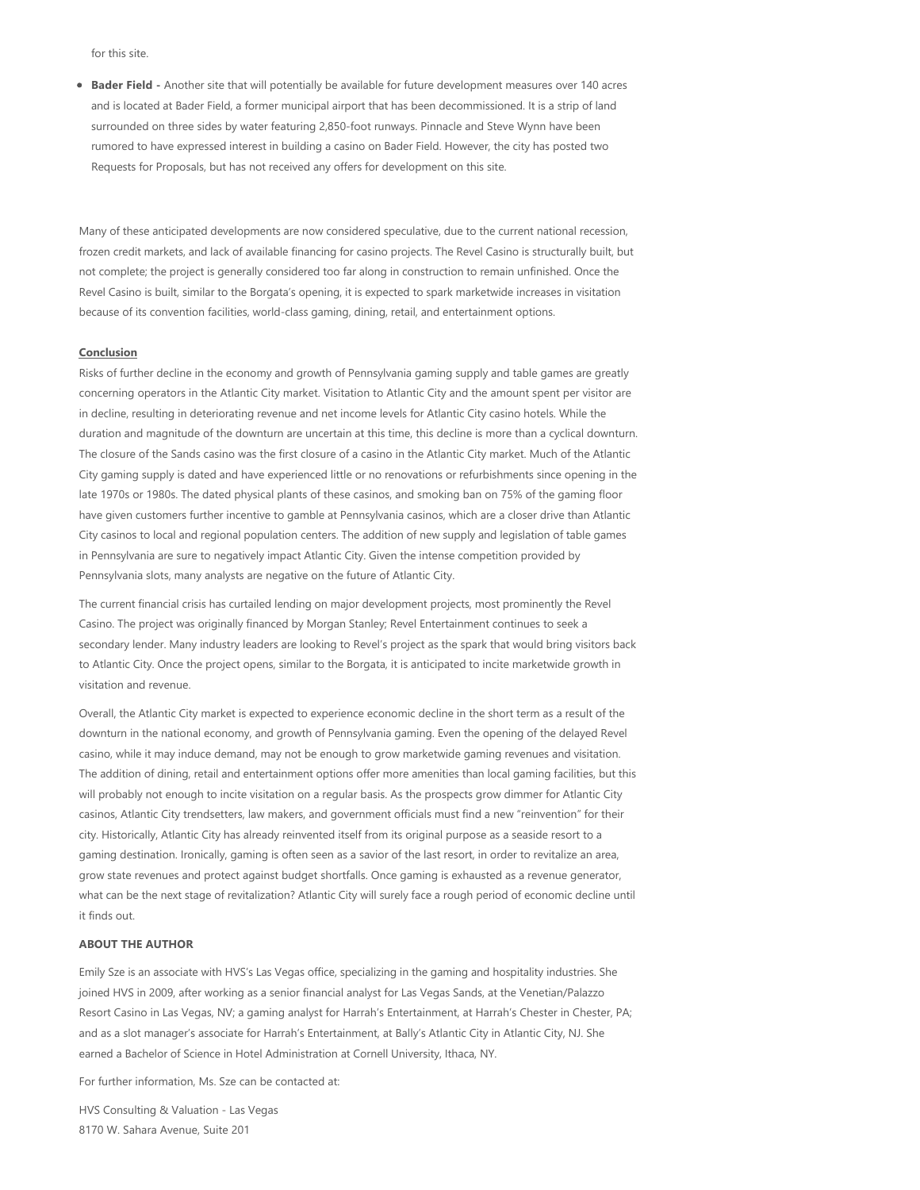for this site.

- **Bader Field -** Another site that will potentially be available for future development measures over 140 acres and is located at Bader Field, a former municipal airport that has been decommissioned. It is a strip of land surrounded on three sides by water featuring 2,850-foot runways. Pinnacle and Steve Wynn have been rumored to have expressed interest in building a casino on Bader Field. However, the city has posted two Requests for Proposals, but has not received any offers for development on this site.

Many of these anticipated developments are now considered speculative, due to the current national recession, frozen credit markets, and lack of available financing for casino projects. The Revel Casino is structurally built, but not complete; the project is generally considered too far along in construction to remain unfinished. Once the Revel Casino is built, similar to the Borgata's opening, it is expected to spark marketwide increases in visitation because of its convention facilities, world-class gaming, dining, retail, and entertainment options.

## Conclusion

Risks of further decline in the economy and growth of Pennsylvania gaming supply and table games are greatly concerning operators in the Atlantic City market. Visitation to Atlantic City and the amount spent per visitor are in decline, resulting in deteriorating revenue and net income levels for Atlantic City casino hotels. While the duration and magnitude of the downturn are uncertain at this time, this decline is more than a cyclical downturn. The closure of the Sands casino was the first closure of a casino in the Atlantic City market. Much of the Atlantic City gaming supply is dated and have experienced little or no renovations or refurbishments since opening in the late 1970s or 1980s. The dated physical plants of these casinos, and smoking ban on 75% of the gaming floor have given customers further incentive to gamble at Pennsylvania casinos, which are a closer drive than Atlantic City casinos to local and regional population centers. The addition of new supply and legislation of table games in Pennsylvania are sure to negatively impact Atlantic City. Given the intense competition provided by Pennsylvania slots, many analysts are negative on the future of Atlantic City.

The current financial crisis has curtailed lending on major development projects, most prominently the Revel Casino. The project was originally financed by Morgan Stanley; Revel Entertainment continues to seek a secondary lender. Many industry leaders are looking to Revel's project as the spark that would bring visitors back to Atlantic City. Once the project opens, similar to the Borgata, it is anticipated to incite marketwide growth in visitation and revenue.

Overall, the Atlantic City market is expected to experience economic decline in the short term as a result of the downturn in the national economy, and growth of Pennsylvania gaming. Even the opening of the delayed Revel casino, while it may induce demand, may not be enough to grow marketwide gaming revenues and visitation. The addition of dining, retail and entertainment options offer more amenities than local gaming facilities, but this will probably not enough to incite visitation on a regular basis. As the prospects grow dimmer for Atlantic City casinos, Atlantic City trendsetters, law makers, and government officials must find a new "reinvention" for their city. Historically, Atlantic City has already reinvented itself from its original purpose as a seaside resort to a gaming destination. Ironically, gaming is often seen as a savior of the last resort, in order to revitalize an area, grow state revenues and protect against budget shortfalls. Once gaming is exhausted as a revenue generator, what can be the next stage of revitalization? Atlantic City will surely face a rough period of economic decline until it finds out.

### ABOUT THE AUTHOR

Emily Sze is an associate with HVS's Las Vegas office, specializing in the gaming and hospitality industries. She joined HVS in 2009, after working as a senior financial analyst for Las Vegas Sands, at the Venetian/Palazzo Resort Casino in Las Vegas, NV; a gaming analyst for Harrah's Entertainment, at Harrah's Chester in Chester, PA; and as a slot manager's associate for Harrah's Entertainment, at Bally's Atlantic City in Atlantic City, NJ. She earned a Bachelor of Science in Hotel Administration at Cornell University, Ithaca, NY.

For further information, Ms. Sze can be contacted at:

HVS Consulting & Valuation - Las Vegas
8170 W. Sahara Avenue, Suite 201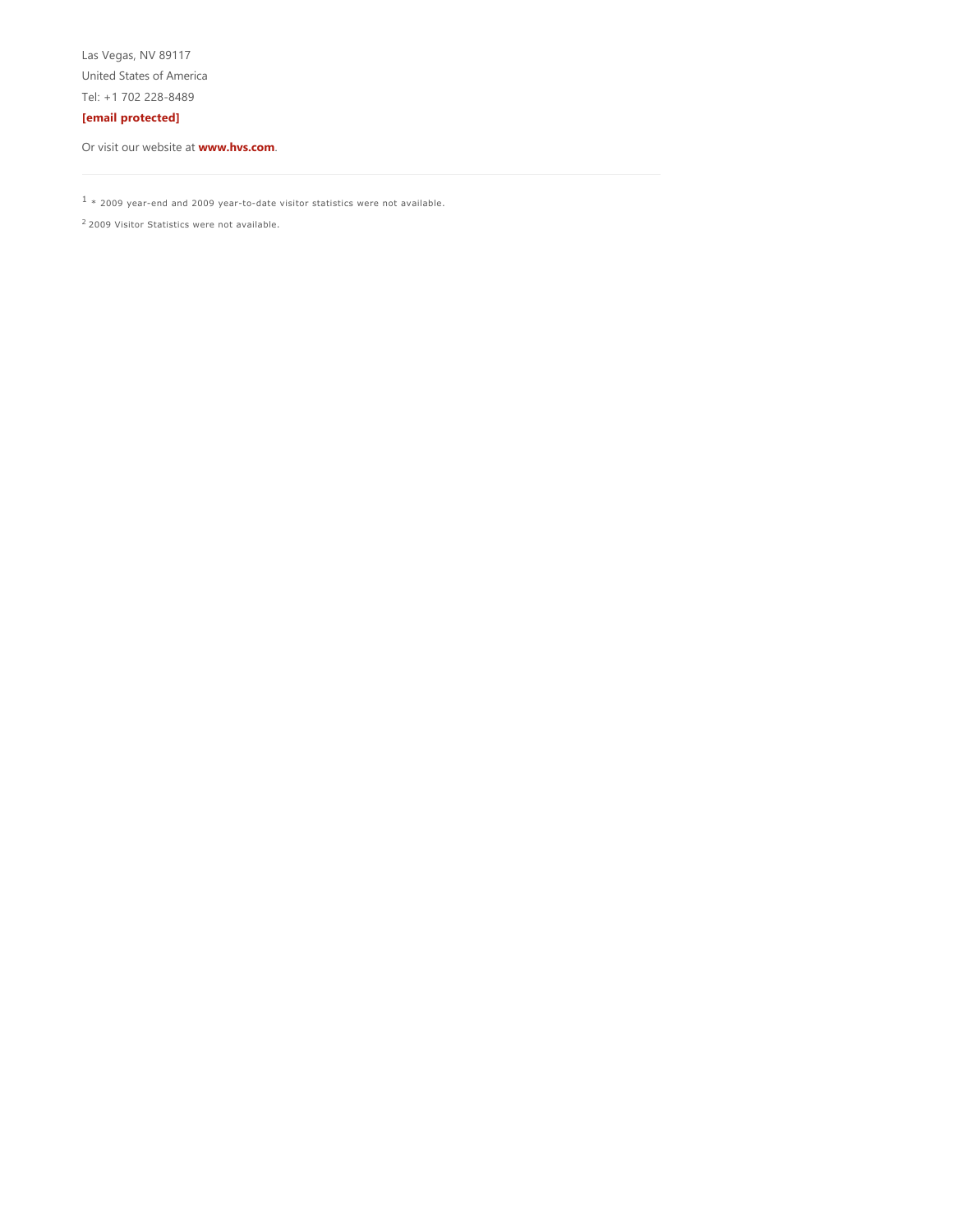Las Vegas, NV 89117

United States of America

Tel: +1 702 228-8489

**[email protected]**

Or visit our website at **www.hvs.com**.

---

[1] * 2009 year-end and 2009 year-to-date visitor statistics were not available.

[2] 2009 Visitor Statistics were not available.